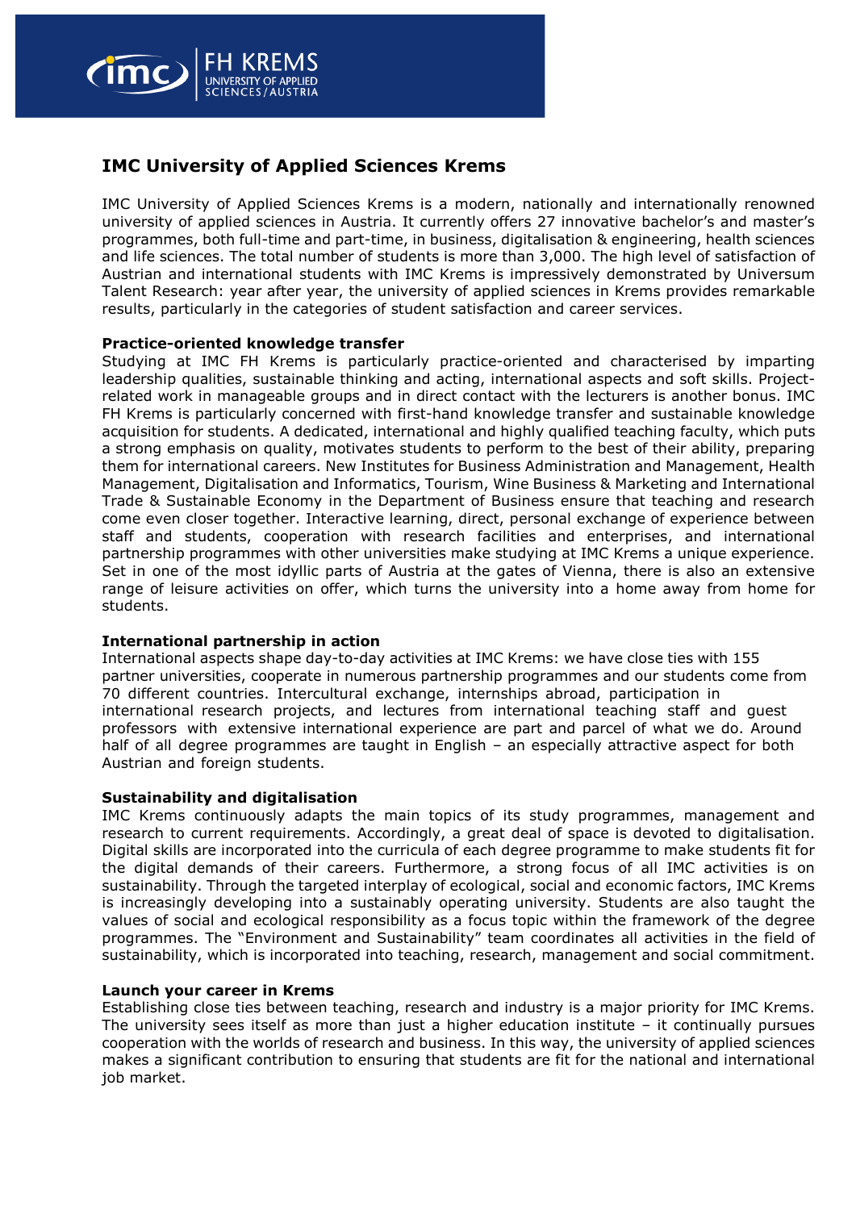# IMC University of Applied Sciences Krems

IMC University of Applied Sciences Krems is a modern, nationally and internationally renowned university of applied sciences in Austria. It currently offers 27 innovative bachelor's and master's programmes, both full-time and part-time, in business, digitalisation & engineering, health sciences and life sciences. The total number of students is more than 3,000. The high level of satisfaction of Austrian and international students with IMC Krems is impressively demonstrated by Universum Talent Research: year after year, the university of applied sciences in Krems provides remarkable results, particularly in the categories of student satisfaction and career services.

## Practice-oriented knowledge transfer

Studying at IMC FH Krems is particularly practice-oriented and characterised by imparting leadership qualities, sustainable thinking and acting, international aspects and soft skills. Project-related work in manageable groups and in direct contact with the lecturers is another bonus. IMC FH Krems is particularly concerned with first-hand knowledge transfer and sustainable knowledge acquisition for students. A dedicated, international and highly qualified teaching faculty, which puts a strong emphasis on quality, motivates students to perform to the best of their ability, preparing them for international careers. New Institutes for Business Administration and Management, Health Management, Digitalisation and Informatics, Tourism, Wine Business & Marketing and International Trade & Sustainable Economy in the Department of Business ensure that teaching and research come even closer together. Interactive learning, direct, personal exchange of experience between staff and students, cooperation with research facilities and enterprises, and international partnership programmes with other universities make studying at IMC Krems a unique experience. Set in one of the most idyllic parts of Austria at the gates of Vienna, there is also an extensive range of leisure activities on offer, which turns the university into a home away from home for students.

## International partnership in action

International aspects shape day-to-day activities at IMC Krems: we have close ties with 155 partner universities, cooperate in numerous partnership programmes and our students come from 70 different countries. Intercultural exchange, internships abroad, participation in international research projects, and lectures from international teaching staff and guest professors with extensive international experience are part and parcel of what we do. Around half of all degree programmes are taught in English – an especially attractive aspect for both Austrian and foreign students.

## Sustainability and digitalisation

IMC Krems continuously adapts the main topics of its study programmes, management and research to current requirements. Accordingly, a great deal of space is devoted to digitalisation. Digital skills are incorporated into the curricula of each degree programme to make students fit for the digital demands of their careers. Furthermore, a strong focus of all IMC activities is on sustainability. Through the targeted interplay of ecological, social and economic factors, IMC Krems is increasingly developing into a sustainably operating university. Students are also taught the values of social and ecological responsibility as a focus topic within the framework of the degree programmes. The "Environment and Sustainability" team coordinates all activities in the field of sustainability, which is incorporated into teaching, research, management and social commitment.

## Launch your career in Krems

Establishing close ties between teaching, research and industry is a major priority for IMC Krems. The university sees itself as more than just a higher education institute – it continually pursues cooperation with the worlds of research and business. In this way, the university of applied sciences makes a significant contribution to ensuring that students are fit for the national and international job market.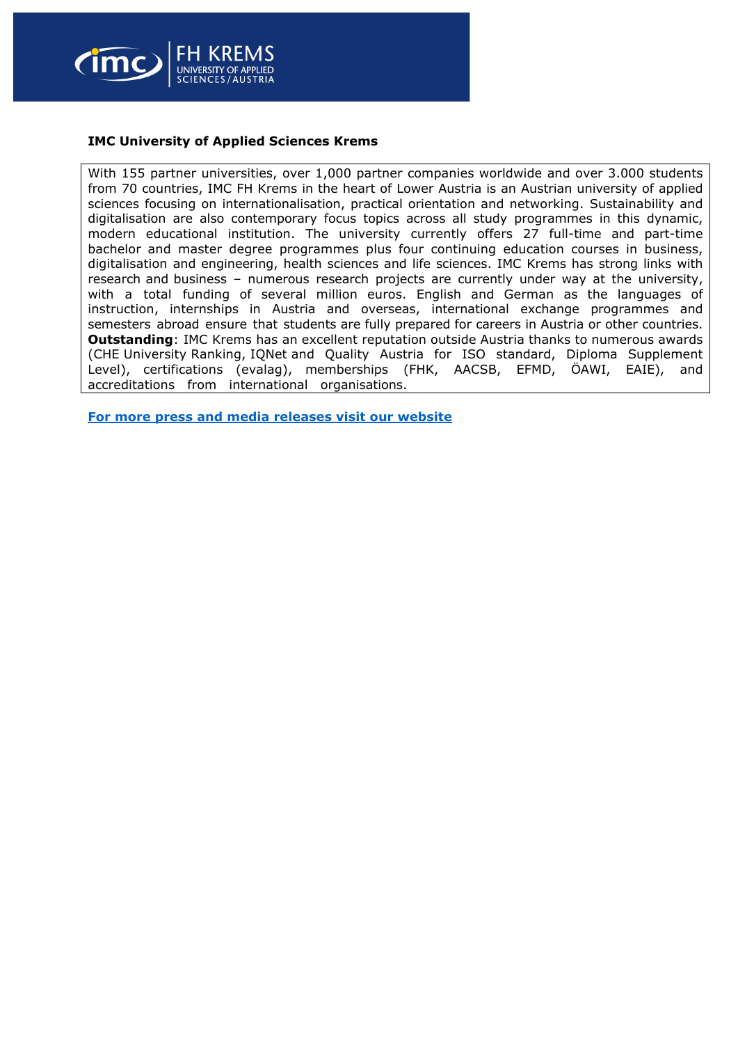**IMC University of Applied Sciences Krems**

With 155 partner universities, over 1,000 partner companies worldwide and over 3.000 students from 70 countries, IMC FH Krems in the heart of Lower Austria is an Austrian university of applied sciences focusing on internationalisation, practical orientation and networking. Sustainability and digitalisation are also contemporary focus topics across all study programmes in this dynamic, modern educational institution. The university currently offers 27 full-time and part-time bachelor and master degree programmes plus four continuing education courses in business, digitalisation and engineering, health sciences and life sciences. IMC Krems has strong links with research and business – numerous research projects are currently under way at the university, with a total funding of several million euros. English and German as the languages of instruction, internships in Austria and overseas, international exchange programmes and semesters abroad ensure that students are fully prepared for careers in Austria or other countries. **Outstanding**: IMC Krems has an excellent reputation outside Austria thanks to numerous awards (CHE University Ranking, IQNet and Quality Austria for ISO standard, Diploma Supplement Level), certifications (evalag), memberships (FHK, AACSB, EFMD, ÖAWI, EAIE), and accreditations from international organisations.

**For more press and media releases visit our website**